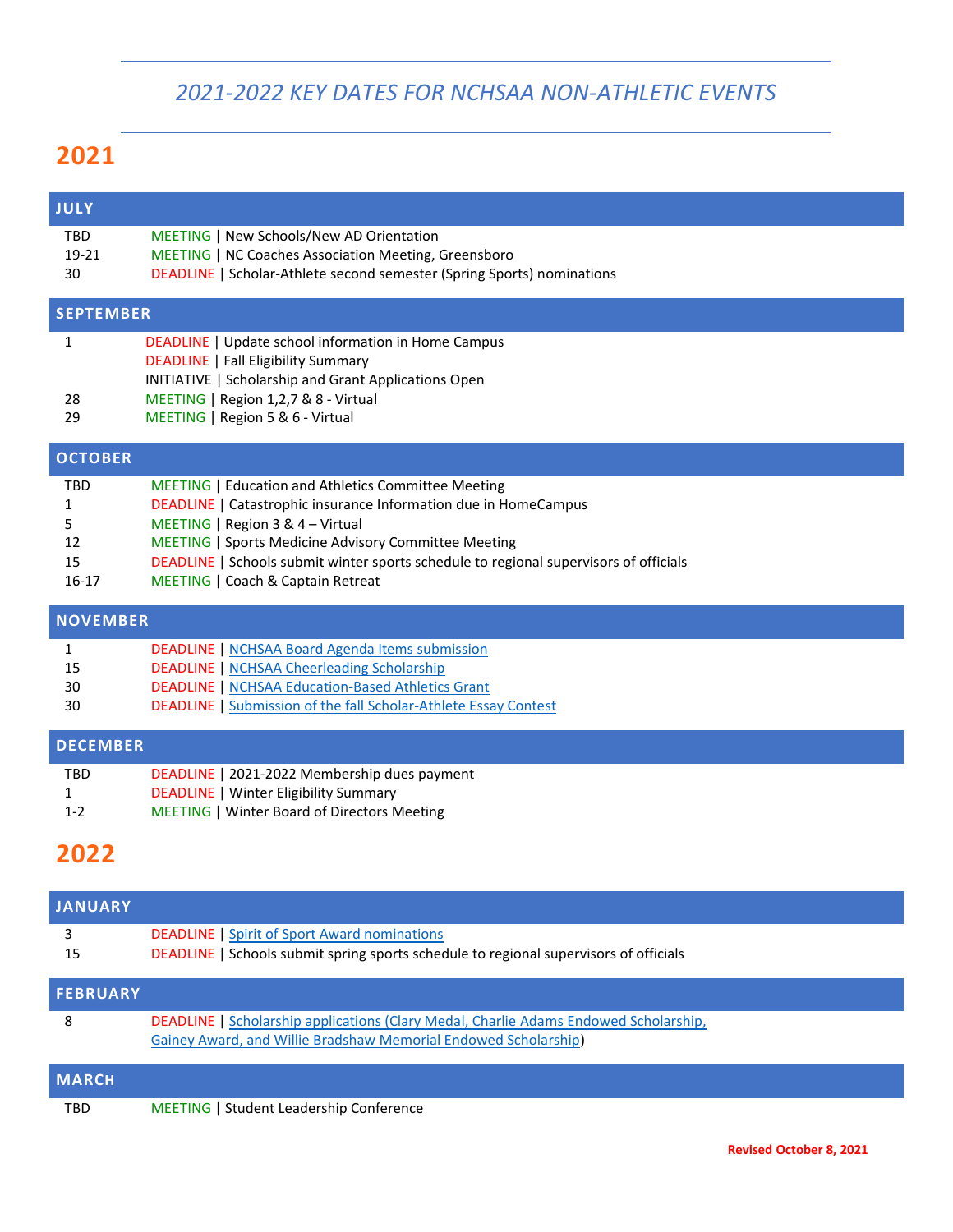# *2021-2022 KEY DATES FOR NCHSAA NON-ATHLETIC EVENTS*

## 2021

### JULY

| | |
|---|---|
| TBD | MEETING \| New Schools/New AD Orientation |
| 19-21 | MEETING \| NC Coaches Association Meeting, Greensboro |
| 30 | DEADLINE \| Scholar-Athlete second semester (Spring Sports) nominations |

### SEPTEMBER

| | |
|---|---|
| 1 | DEADLINE \| Update school information in Home Campus |
| | DEADLINE \| Fall Eligibility Summary |
| | INITIATIVE \| Scholarship and Grant Applications Open |
| 28 | MEETING \| Region 1,2,7 & 8 - Virtual |
| 29 | MEETING \| Region 5 & 6 - Virtual |

### OCTOBER

| | |
|---|---|
| TBD | MEETING \| Education and Athletics Committee Meeting |
| 1 | DEADLINE \| Catastrophic insurance Information due in HomeCampus |
| 5 | MEETING \| Region 3 & 4 – Virtual |
| 12 | MEETING \| Sports Medicine Advisory Committee Meeting |
| 15 | DEADLINE \| Schools submit winter sports schedule to regional supervisors of officials |
| 16-17 | MEETING \| Coach & Captain Retreat |

### NOVEMBER

| | |
|---|---|
| 1 | DEADLINE \| NCHSAA Board Agenda Items submission |
| 15 | DEADLINE \| NCHSAA Cheerleading Scholarship |
| 30 | DEADLINE \| NCHSAA Education-Based Athletics Grant |
| 30 | DEADLINE \| Submission of the fall Scholar-Athlete Essay Contest |

### DECEMBER

| | |
|---|---|
| TBD | DEADLINE \| 2021-2022 Membership dues payment |
| 1 | DEADLINE \| Winter Eligibility Summary |
| 1-2 | MEETING \| Winter Board of Directors Meeting |

## 2022

### JANUARY

| | |
|---|---|
| 3 | DEADLINE \| Spirit of Sport Award nominations |
| 15 | DEADLINE \| Schools submit spring sports schedule to regional supervisors of officials |

### FEBRUARY

| | |
|---|---|
| 8 | DEADLINE \| Scholarship applications (Clary Medal, Charlie Adams Endowed Scholarship, Gainey Award, and Willie Bradshaw Memorial Endowed Scholarship) |

### MARCH

| | |
|---|---|
| TBD | MEETING \| Student Leadership Conference |

**Revised October 8, 2021**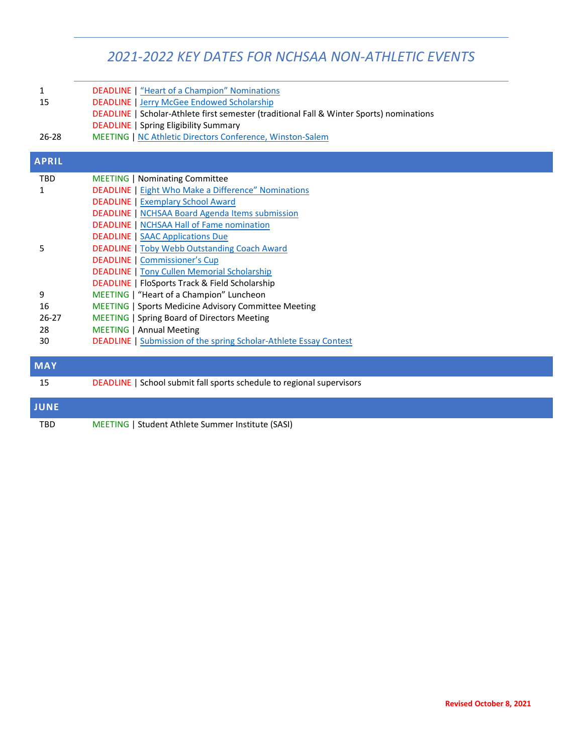# 2021-2022 KEY DATES FOR NCHSAA NON-ATHLETIC EVENTS

| | |
|---|---|
| 1 | DEADLINE \| "Heart of a Champion" Nominations |
| 15 | DEADLINE \| Jerry McGee Endowed Scholarship |
| | DEADLINE \| Scholar-Athlete first semester (traditional Fall & Winter Sports) nominations |
| | DEADLINE \| Spring Eligibility Summary |
| 26-28 | MEETING \| NC Athletic Directors Conference, Winston-Salem |

## APRIL

| | |
|---|---|
| TBD | MEETING \| Nominating Committee |
| 1 | DEADLINE \| Eight Who Make a Difference" Nominations |
| | DEADLINE \| Exemplary School Award |
| | DEADLINE \| NCHSAA Board Agenda Items submission |
| | DEADLINE \| NCHSAA Hall of Fame nomination |
| | DEADLINE \| SAAC Applications Due |
| 5 | DEADLINE \| Toby Webb Outstanding Coach Award |
| | DEADLINE \| Commissioner's Cup |
| | DEADLINE \| Tony Cullen Memorial Scholarship |
| | DEADLINE \| FloSports Track & Field Scholarship |
| 9 | MEETING \| "Heart of a Champion" Luncheon |
| 16 | MEETING \| Sports Medicine Advisory Committee Meeting |
| 26-27 | MEETING \| Spring Board of Directors Meeting |
| 28 | MEETING \| Annual Meeting |
| 30 | DEADLINE \| Submission of the spring Scholar-Athlete Essay Contest |

## MAY

| | |
|---|---|
| 15 | DEADLINE \| School submit fall sports schedule to regional supervisors |

## JUNE

| | |
|---|---|
| TBD | MEETING \| Student Athlete Summer Institute (SASI) |

**Revised October 8, 2021**